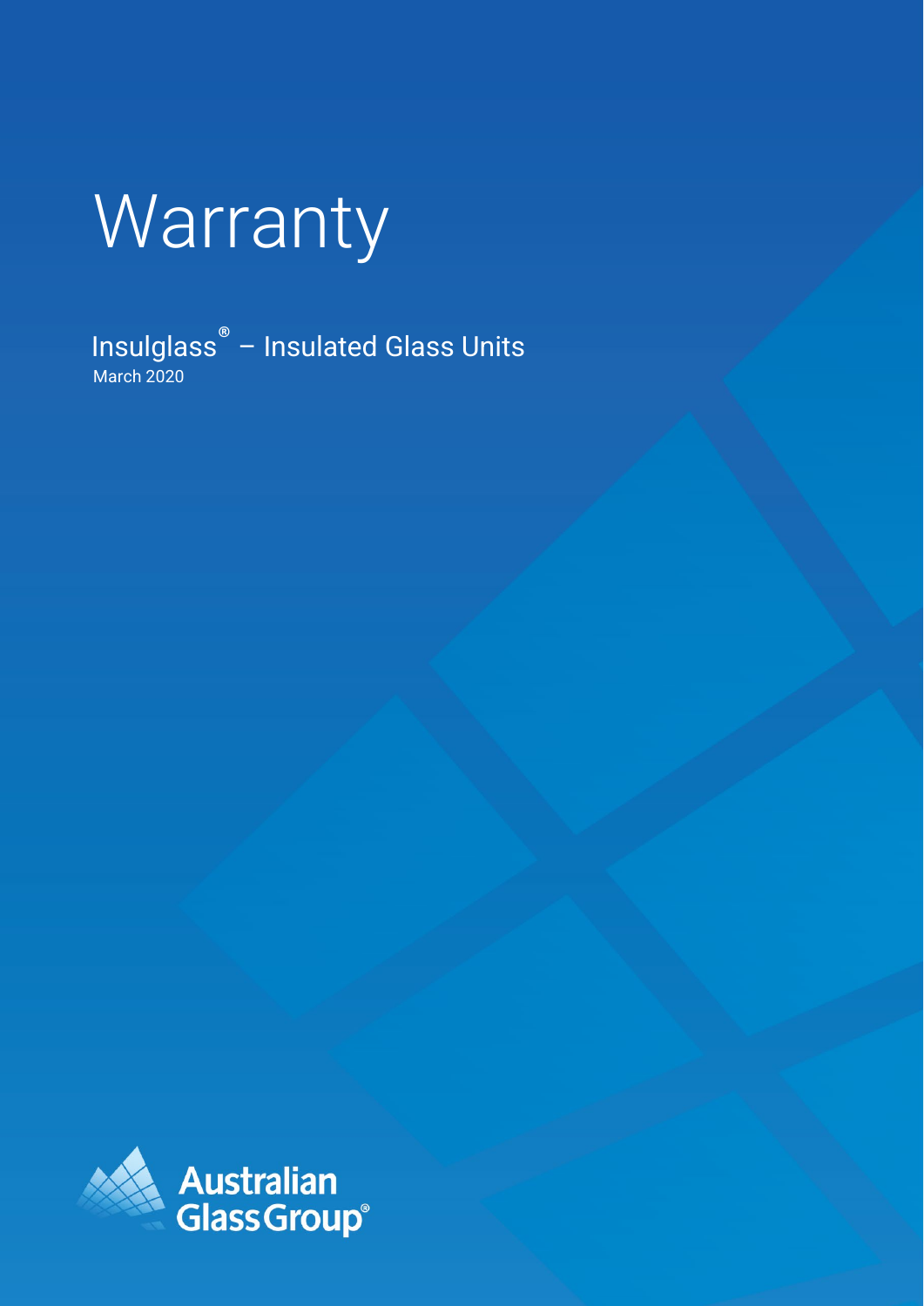# Warranty

## Insulglass® – Insulated Glass Units

March 2020

Australian Glass Group®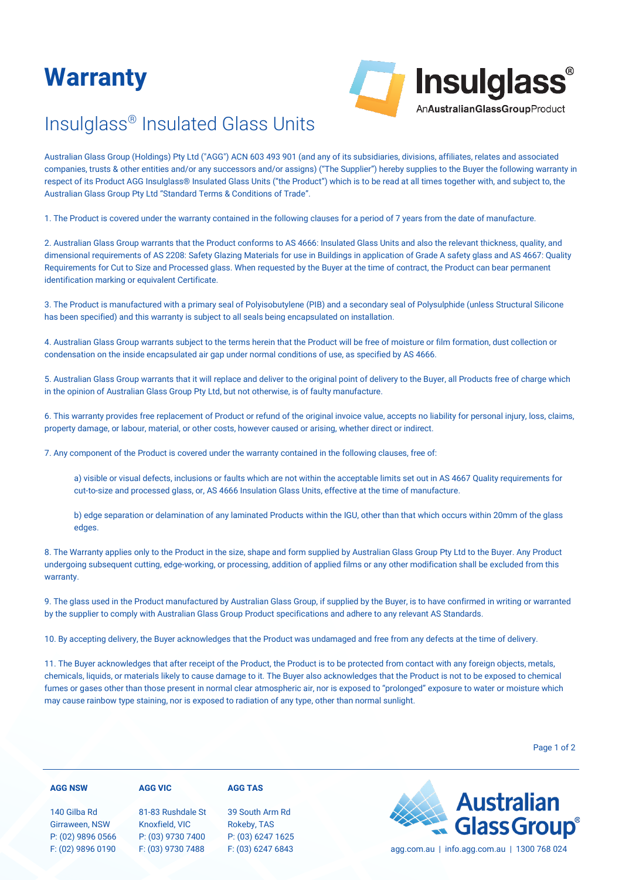# Warranty

## Insulglass® Insulated Glass Units

Australian Glass Group (Holdings) Pty Ltd ("AGG") ACN 603 493 901 (and any of its subsidiaries, divisions, affiliates, relates and associated companies, trusts & other entities and/or any successors and/or assigns) ("The Supplier") hereby supplies to the Buyer the following warranty in respect of its Product AGG Insulglass® Insulated Glass Units ("the Product") which is to be read at all times together with, and subject to, the Australian Glass Group Pty Ltd "Standard Terms & Conditions of Trade".

1. The Product is covered under the warranty contained in the following clauses for a period of 7 years from the date of manufacture.

2. Australian Glass Group warrants that the Product conforms to AS 4666: Insulated Glass Units and also the relevant thickness, quality, and dimensional requirements of AS 2208: Safety Glazing Materials for use in Buildings in application of Grade A safety glass and AS 4667: Quality Requirements for Cut to Size and Processed glass. When requested by the Buyer at the time of contract, the Product can bear permanent identification marking or equivalent Certificate.

3. The Product is manufactured with a primary seal of Polyisobutylene (PIB) and a secondary seal of Polysulphide (unless Structural Silicone has been specified) and this warranty is subject to all seals being encapsulated on installation.

4. Australian Glass Group warrants subject to the terms herein that the Product will be free of moisture or film formation, dust collection or condensation on the inside encapsulated air gap under normal conditions of use, as specified by AS 4666.

5. Australian Glass Group warrants that it will replace and deliver to the original point of delivery to the Buyer, all Products free of charge which in the opinion of Australian Glass Group Pty Ltd, but not otherwise, is of faulty manufacture.

6. This warranty provides free replacement of Product or refund of the original invoice value, accepts no liability for personal injury, loss, claims, property damage, or labour, material, or other costs, however caused or arising, whether direct or indirect.

7. Any component of the Product is covered under the warranty contained in the following clauses, free of:

   a) visible or visual defects, inclusions or faults which are not within the acceptable limits set out in AS 4667 Quality requirements for cut-to-size and processed glass, or, AS 4666 Insulation Glass Units, effective at the time of manufacture.

   b) edge separation or delamination of any laminated Products within the IGU, other than that which occurs within 20mm of the glass edges.

8. The Warranty applies only to the Product in the size, shape and form supplied by Australian Glass Group Pty Ltd to the Buyer. Any Product undergoing subsequent cutting, edge-working, or processing, addition of applied films or any other modification shall be excluded from this warranty.

9. The glass used in the Product manufactured by Australian Glass Group, if supplied by the Buyer, is to have confirmed in writing or warranted by the supplier to comply with Australian Glass Group Product specifications and adhere to any relevant AS Standards.

10. By accepting delivery, the Buyer acknowledges that the Product was undamaged and free from any defects at the time of delivery.

11. The Buyer acknowledges that after receipt of the Product, the Product is to be protected from contact with any foreign objects, metals, chemicals, liquids, or materials likely to cause damage to it. The Buyer also acknowledges that the Product is not to be exposed to chemical fumes or gases other than those present in normal clear atmospheric air, nor is exposed to "prolonged" exposure to water or moisture which may cause rainbow type staining, nor is exposed to radiation of any type, other than normal sunlight.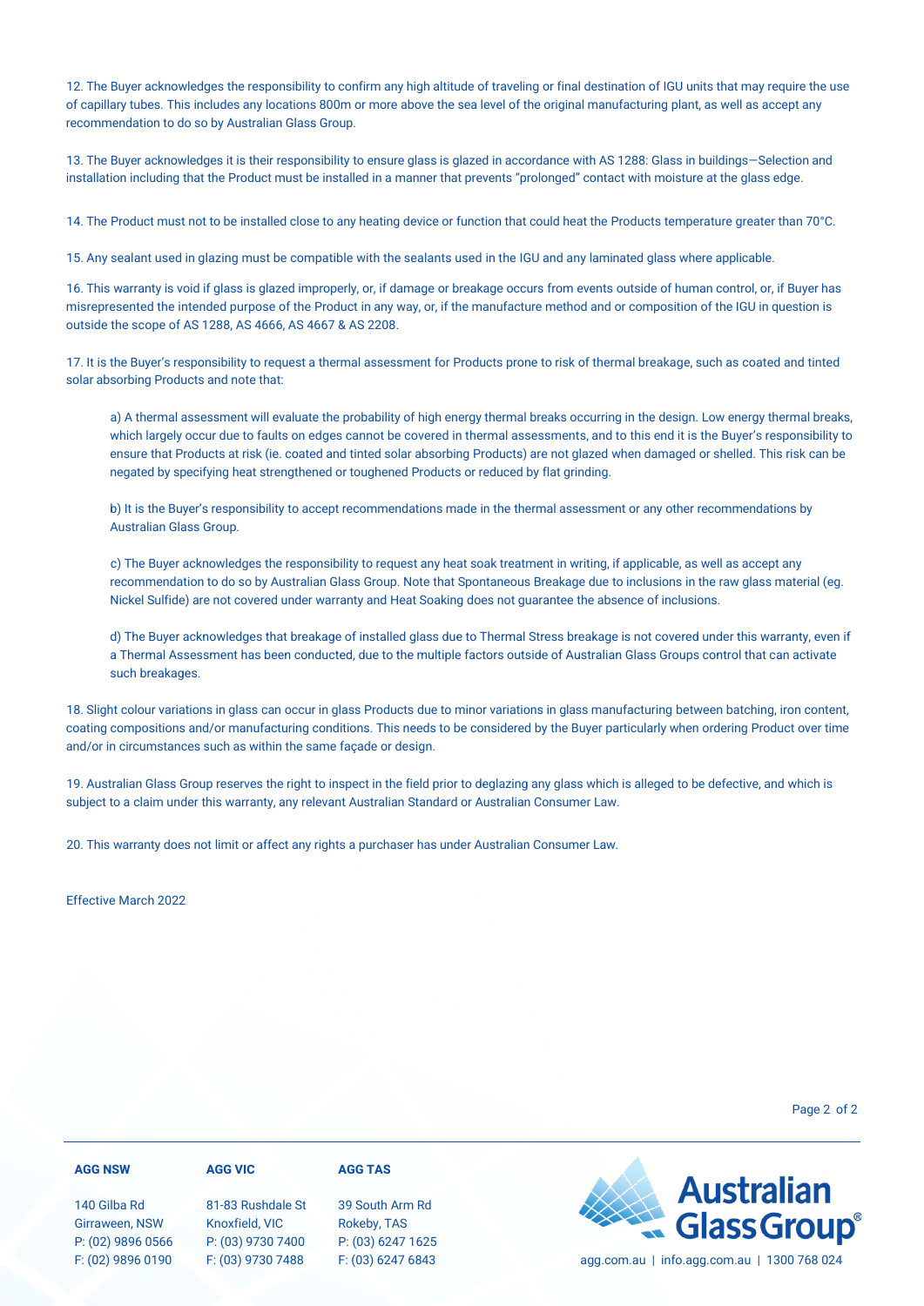12. The Buyer acknowledges the responsibility to confirm any high altitude of traveling or final destination of IGU units that may require the use of capillary tubes. This includes any locations 800m or more above the sea level of the original manufacturing plant, as well as accept any recommendation to do so by Australian Glass Group.

13. The Buyer acknowledges it is their responsibility to ensure glass is glazed in accordance with AS 1288: Glass in buildings—Selection and installation including that the Product must be installed in a manner that prevents "prolonged" contact with moisture at the glass edge.

14. The Product must not to be installed close to any heating device or function that could heat the Products temperature greater than 70°C.

15. Any sealant used in glazing must be compatible with the sealants used in the IGU and any laminated glass where applicable.

16. This warranty is void if glass is glazed improperly, or, if damage or breakage occurs from events outside of human control, or, if Buyer has misrepresented the intended purpose of the Product in any way, or, if the manufacture method and or composition of the IGU in question is outside the scope of AS 1288, AS 4666, AS 4667 & AS 2208.

17. It is the Buyer's responsibility to request a thermal assessment for Products prone to risk of thermal breakage, such as coated and tinted solar absorbing Products and note that:

a) A thermal assessment will evaluate the probability of high energy thermal breaks occurring in the design. Low energy thermal breaks, which largely occur due to faults on edges cannot be covered in thermal assessments, and to this end it is the Buyer's responsibility to ensure that Products at risk (ie. coated and tinted solar absorbing Products) are not glazed when damaged or shelled. This risk can be negated by specifying heat strengthened or toughened Products or reduced by flat grinding.

b) It is the Buyer's responsibility to accept recommendations made in the thermal assessment or any other recommendations by Australian Glass Group.

c) The Buyer acknowledges the responsibility to request any heat soak treatment in writing, if applicable, as well as accept any recommendation to do so by Australian Glass Group. Note that Spontaneous Breakage due to inclusions in the raw glass material (eg. Nickel Sulfide) are not covered under warranty and Heat Soaking does not guarantee the absence of inclusions.

d) The Buyer acknowledges that breakage of installed glass due to Thermal Stress breakage is not covered under this warranty, even if a Thermal Assessment has been conducted, due to the multiple factors outside of Australian Glass Groups control that can activate such breakages.

18. Slight colour variations in glass can occur in glass Products due to minor variations in glass manufacturing between batching, iron content, coating compositions and/or manufacturing conditions. This needs to be considered by the Buyer particularly when ordering Product over time and/or in circumstances such as within the same façade or design.

19. Australian Glass Group reserves the right to inspect in the field prior to deglazing any glass which is alleged to be defective, and which is subject to a claim under this warranty, any relevant Australian Standard or Australian Consumer Law.

20. This warranty does not limit or affect any rights a purchaser has under Australian Consumer Law.

Effective March 2022

**AGG NSW**
140 Gilba Rd
Girraween, NSW
P: (02) 9896 0566
F: (02) 9896 0190

**AGG VIC**
81-83 Rushdale St
Knoxfield, VIC
P: (03) 9730 7400
F: (03) 9730 7488

**AGG TAS**
39 South Arm Rd
Rokeby, TAS
P: (03) 6247 1625
F: (03) 6247 6843

Australian Glass Group®

agg.com.au | info.agg.com.au | 1300 768 024